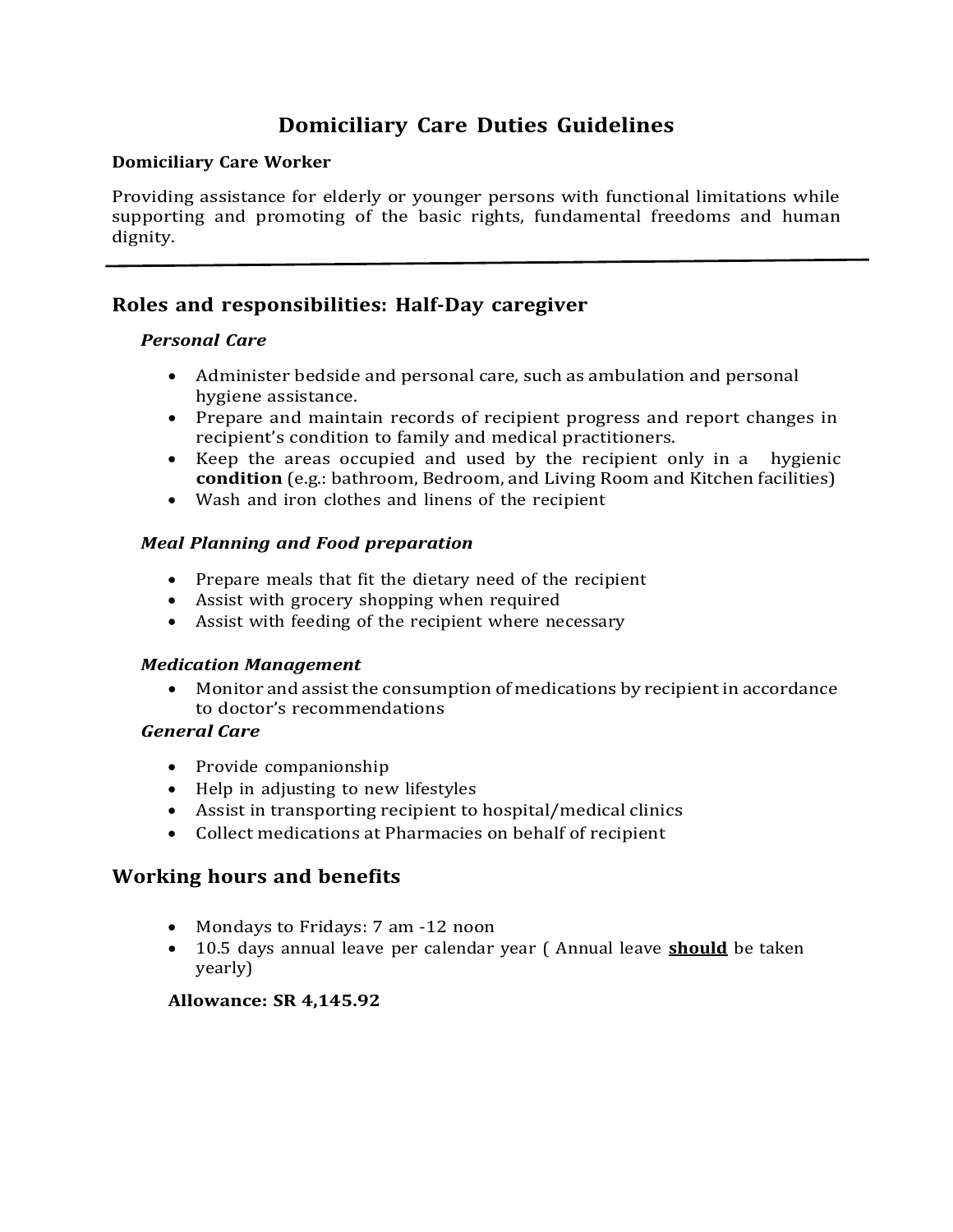# Domiciliary Care Duties Guidelines

**Domiciliary Care Worker**

Providing assistance for elderly or younger persons with functional limitations while supporting and promoting of the basic rights, fundamental freedoms and human dignity.

---

## Roles and responsibilities: Half-Day caregiver

### *Personal Care*

- Administer bedside and personal care, such as ambulation and personal hygiene assistance.
- Prepare and maintain records of recipient progress and report changes in recipient's condition to family and medical practitioners.
- Keep the areas occupied and used by the recipient only in a hygienic **condition** (e.g.: bathroom, Bedroom, and Living Room and Kitchen facilities)
- Wash and iron clothes and linens of the recipient

### *Meal Planning and Food preparation*

- Prepare meals that fit the dietary need of the recipient
- Assist with grocery shopping when required
- Assist with feeding of the recipient where necessary

### *Medication Management*

- Monitor and assist the consumption of medications by recipient in accordance to doctor's recommendations

### *General Care*

- Provide companionship
- Help in adjusting to new lifestyles
- Assist in transporting recipient to hospital/medical clinics
- Collect medications at Pharmacies on behalf of recipient

## Working hours and benefits

- Mondays to Fridays: 7 am -12 noon
- 10.5 days annual leave per calendar year ( Annual leave **<u>should</u>** be taken yearly)

**Allowance: SR 4,145.92**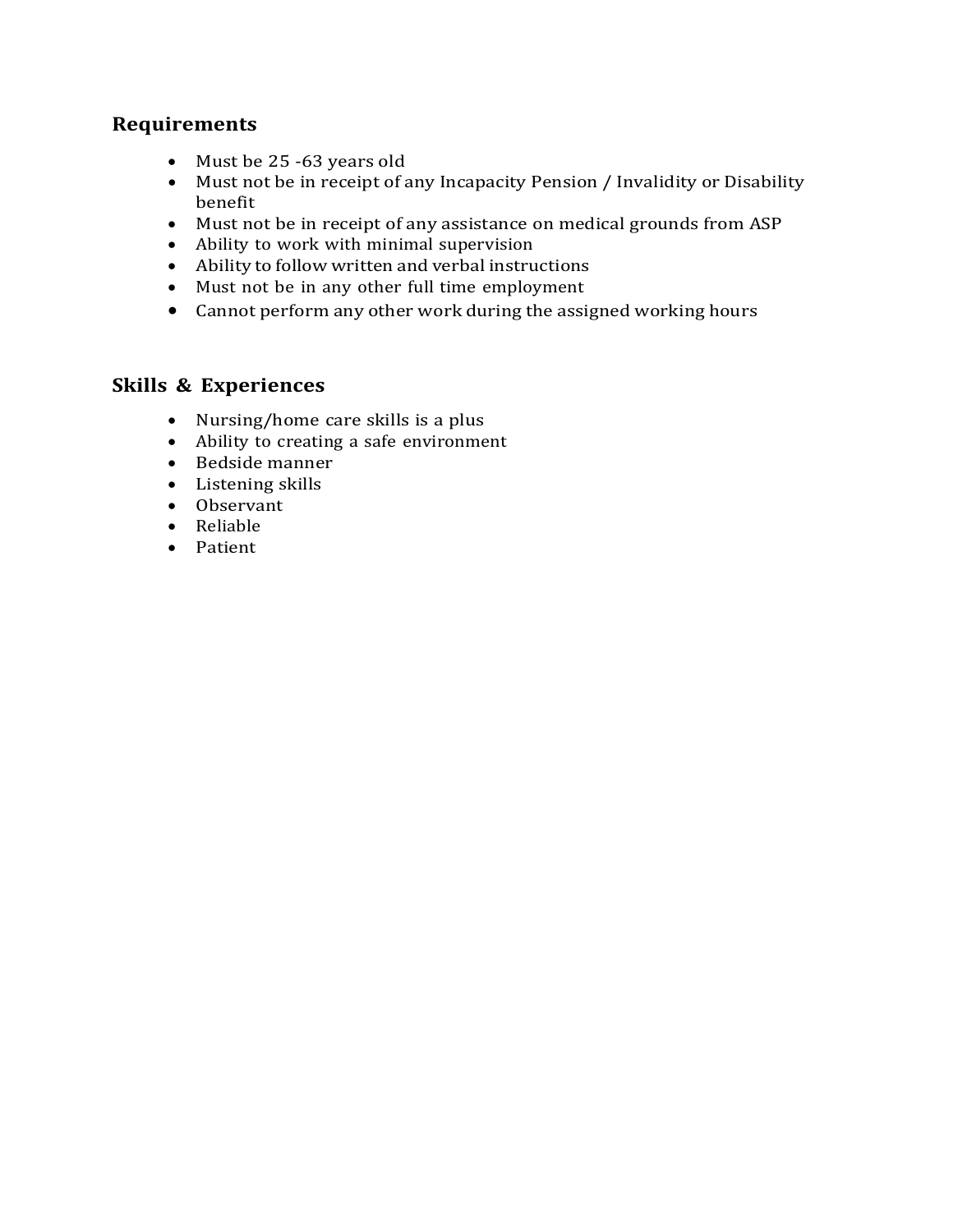## Requirements

- Must be 25 -63 years old
- Must not be in receipt of any Incapacity Pension / Invalidity or Disability benefit
- Must not be in receipt of any assistance on medical grounds from ASP
- Ability to work with minimal supervision
- Ability to follow written and verbal instructions
- Must not be in any other full time employment
- Cannot perform any other work during the assigned working hours

## Skills & Experiences

- Nursing/home care skills is a plus
- Ability to creating a safe environment
- Bedside manner
- Listening skills
- Observant
- Reliable
- Patient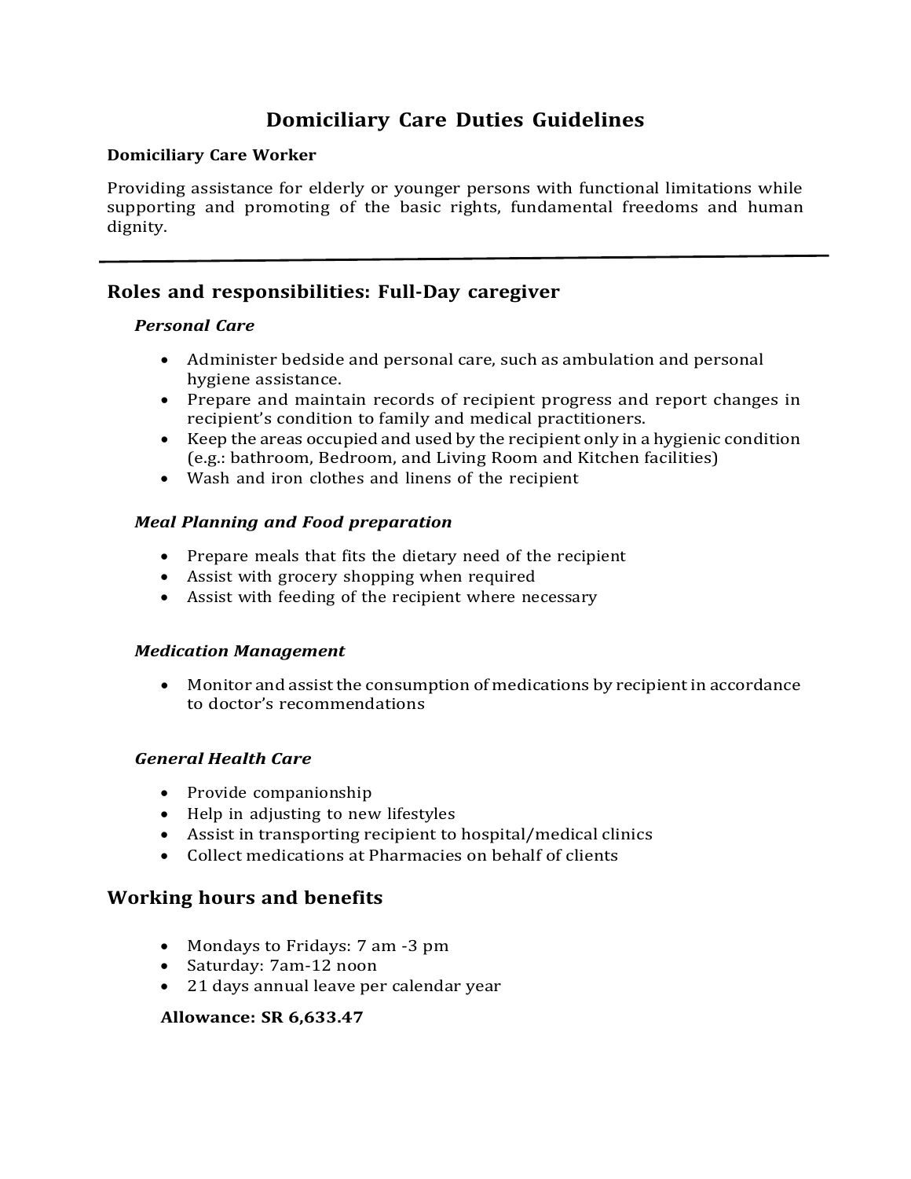# Domiciliary Care Duties Guidelines

**Domiciliary Care Worker**

Providing assistance for elderly or younger persons with functional limitations while supporting and promoting of the basic rights, fundamental freedoms and human dignity.

---

## Roles and responsibilities: Full-Day caregiver

### *Personal Care*

- Administer bedside and personal care, such as ambulation and personal hygiene assistance.
- Prepare and maintain records of recipient progress and report changes in recipient's condition to family and medical practitioners.
- Keep the areas occupied and used by the recipient only in a hygienic condition (e.g.: bathroom, Bedroom, and Living Room and Kitchen facilities)
- Wash and iron clothes and linens of the recipient

### *Meal Planning and Food preparation*

- Prepare meals that fits the dietary need of the recipient
- Assist with grocery shopping when required
- Assist with feeding of the recipient where necessary

### *Medication Management*

- Monitor and assist the consumption of medications by recipient in accordance to doctor's recommendations

### *General Health Care*

- Provide companionship
- Help in adjusting to new lifestyles
- Assist in transporting recipient to hospital/medical clinics
- Collect medications at Pharmacies on behalf of clients

## Working hours and benefits

- Mondays to Fridays: 7 am -3 pm
- Saturday: 7am-12 noon
- 21 days annual leave per calendar year

**Allowance: SR 6,633.47**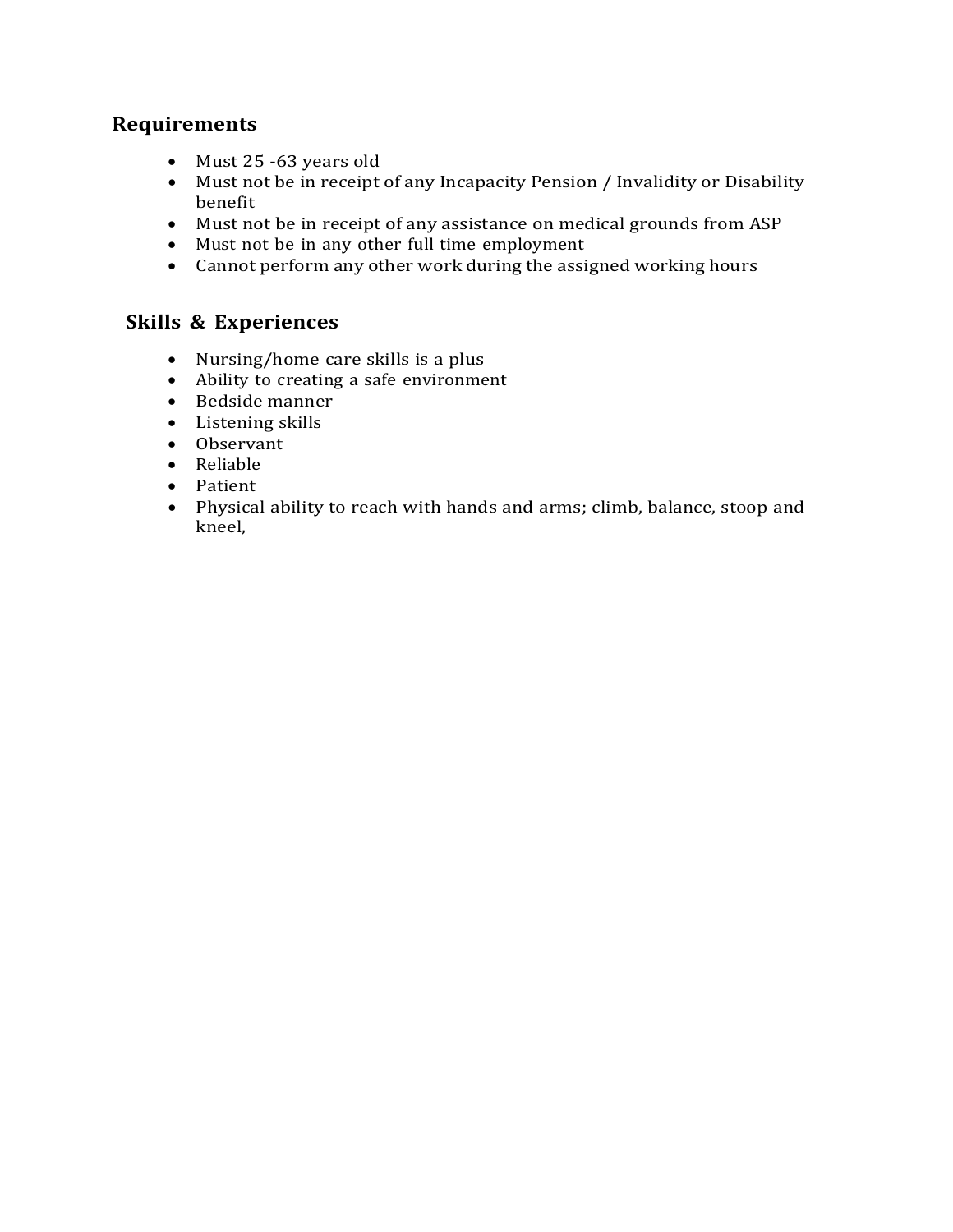## Requirements

- Must 25 -63 years old
- Must not be in receipt of any Incapacity Pension / Invalidity or Disability benefit
- Must not be in receipt of any assistance on medical grounds from ASP
- Must not be in any other full time employment
- Cannot perform any other work during the assigned working hours

## Skills & Experiences

- Nursing/home care skills is a plus
- Ability to creating a safe environment
- Bedside manner
- Listening skills
- Observant
- Reliable
- Patient
- Physical ability to reach with hands and arms; climb, balance, stoop and kneel,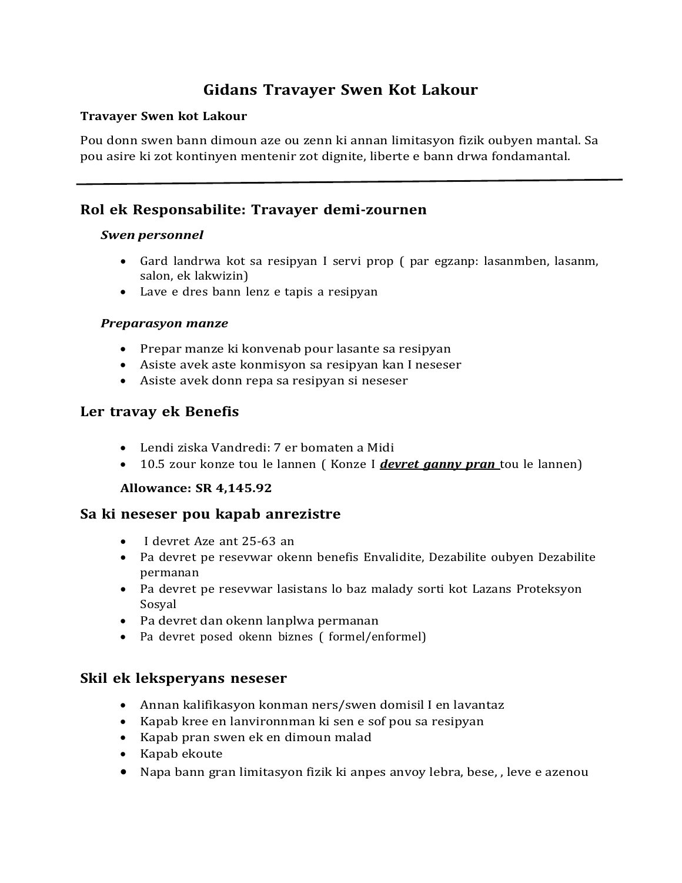# Gidans Travayer Swen Kot Lakour

**Travayer Swen kot Lakour**

Pou donn swen bann dimoun aze ou zenn ki annan limitasyon fizik oubyen mantal. Sa pou asire ki zot kontinyen mentenir zot dignite, liberte e bann drwa fondamantal.

---

## Rol ek Responsabilite: Travayer demi-zournen

### *Swen personnel*

- Gard landrwa kot sa resipyan I servi prop ( par egzanp: lasanmben, lasanm, salon, ek lakwizin)
- Lave e dres bann lenz e tapis a resipyan

### *Preparasyon manze*

- Prepar manze ki konvenab pour lasante sa resipyan
- Asiste avek aste konmisyon sa resipyan kan I neseser
- Asiste avek donn repa sa resipyan si neseser

## Ler travay ek Benefis

- Lendi ziska Vandredi: 7 er bomaten a Midi
- 10.5 zour konze tou le lannen ( Konze I ***devret ganny pran*** tou le lannen)

**Allowance: SR 4,145.92**

## Sa ki neseser pou kapab anrezistre

- I devret Aze ant 25-63 an
- Pa devret pe resevwar okenn benefis Envalidite, Dezabilite oubyen Dezabilite permanan
- Pa devret pe resevwar lasistans lo baz malady sorti kot Lazans Proteksyon Sosyal
- Pa devret dan okenn lanplwa permanan
- Pa devret posed okenn biznes ( formel/enformel)

## Skil ek leksperyans neseser

- Annan kalifikasyon konman ners/swen domisil I en lavantaz
- Kapab kree en lanvironnman ki sen e sof pou sa resipyan
- Kapab pran swen ek en dimoun malad
- Kapab ekoute
- Napa bann gran limitasyon fizik ki anpes anvoy lebra, bese, , leve e azenou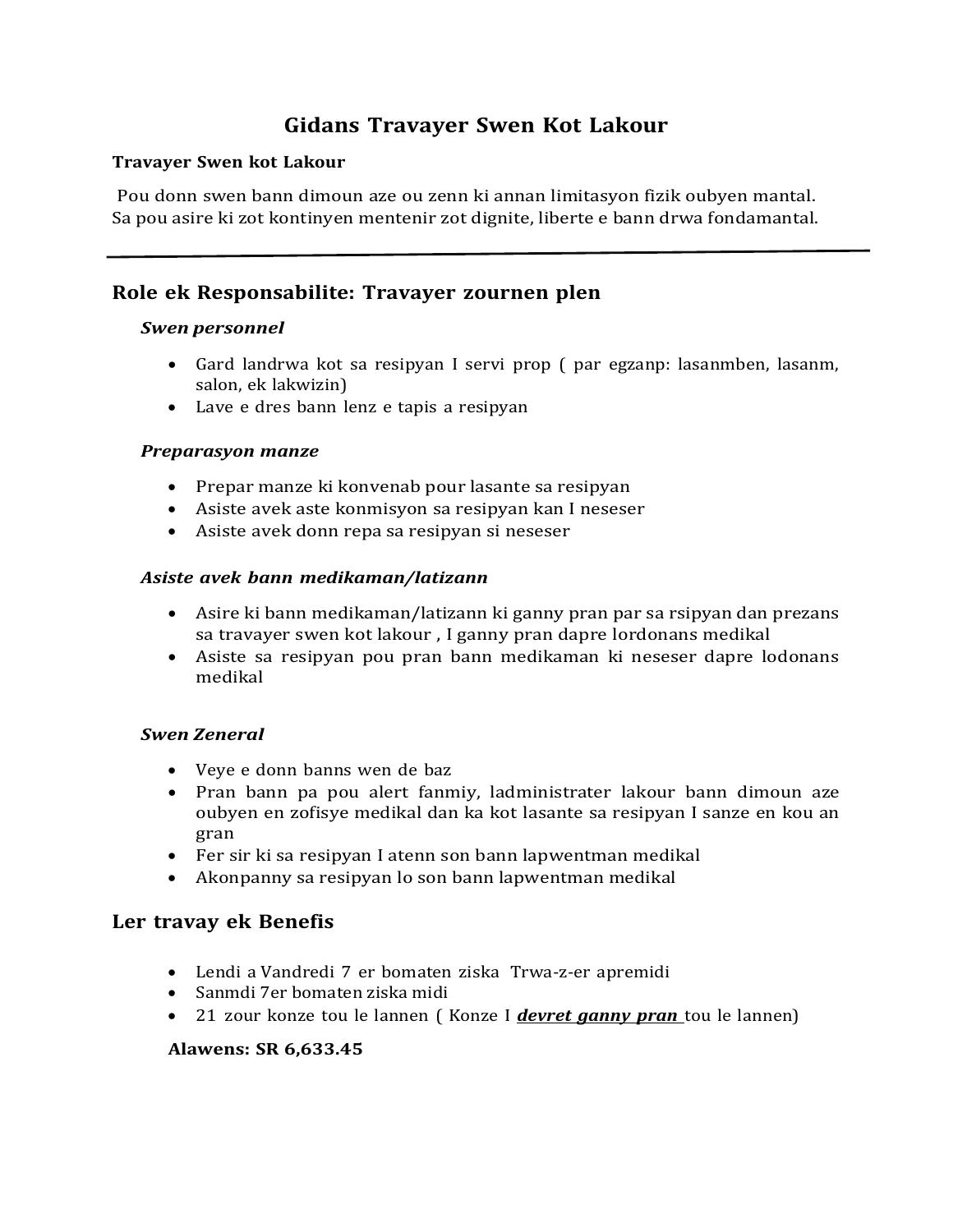# Gidans Travayer Swen Kot Lakour

**Travayer Swen kot Lakour**

Pou donn swen bann dimoun aze ou zenn ki annan limitasyon fizik oubyen mantal. Sa pou asire ki zot kontinyen mentenir zot dignite, liberte e bann drwa fondamantal.

---

## Role ek Responsabilite: Travayer zournen plen

***Swen personnel***

- Gard landrwa kot sa resipyan I servi prop ( par egzanp: lasanmben, lasanm, salon, ek lakwizin)
- Lave e dres bann lenz e tapis a resipyan

***Preparasyon manze***

- Prepar manze ki konvenab pour lasante sa resipyan
- Asiste avek aste konmisyon sa resipyan kan I neseser
- Asiste avek donn repa sa resipyan si neseser

***Asiste avek bann medikaman/latizann***

- Asire ki bann medikaman/latizann ki ganny pran par sa rsipyan dan prezans sa travayer swen kot lakour , I ganny pran dapre lordonans medikal
- Asiste sa resipyan pou pran bann medikaman ki neseser dapre lodonans medikal

***Swen Zeneral***

- Veye e donn banns wen de baz
- Pran bann pa pou alert fanmiy, ladministrater lakour bann dimoun aze oubyen en zofisye medikal dan ka kot lasante sa resipyan I sanze en kou an gran
- Fer sir ki sa resipyan I atenn son bann lapwentman medikal
- Akonpanny sa resipyan lo son bann lapwentman medikal

## Ler travay ek Benefis

- Lendi a Vandredi 7 er bomaten ziska Trwa-z-er apremidi
- Sanmdi 7er bomaten ziska midi
- 21 zour konze tou le lannen ( Konze I ***<u>devret ganny pran</u>*** tou le lannen)

**Alawens: SR 6,633.45**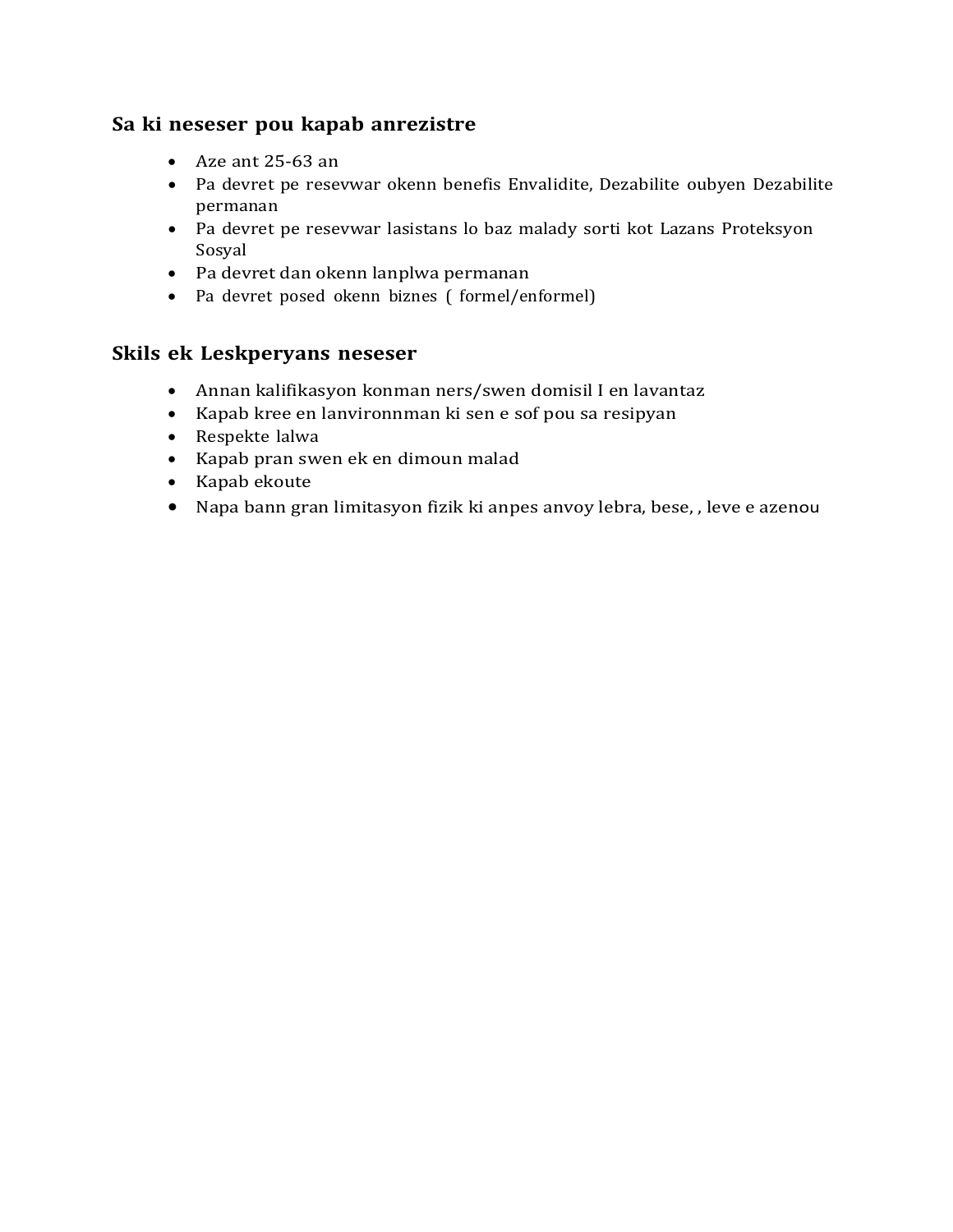## Sa ki neseser pou kapab anrezistre

- Aze ant 25-63 an
- Pa devret pe resevwar okenn benefis Envalidite, Dezabilite oubyen Dezabilite permanan
- Pa devret pe resevwar lasistans lo baz malady sorti kot Lazans Proteksyon Sosyal
- Pa devret dan okenn lanplwa permanan
- Pa devret posed okenn biznes ( formel/enformel)

## Skils ek Leskperyans neseser

- Annan kalifikasyon konman ners/swen domisil I en lavantaz
- Kapab kree en lanvironnman ki sen e sof pou sa resipyan
- Respekte lalwa
- Kapab pran swen ek en dimoun malad
- Kapab ekoute
- Napa bann gran limitasyon fizik ki anpes anvoy lebra, bese, , leve e azenou